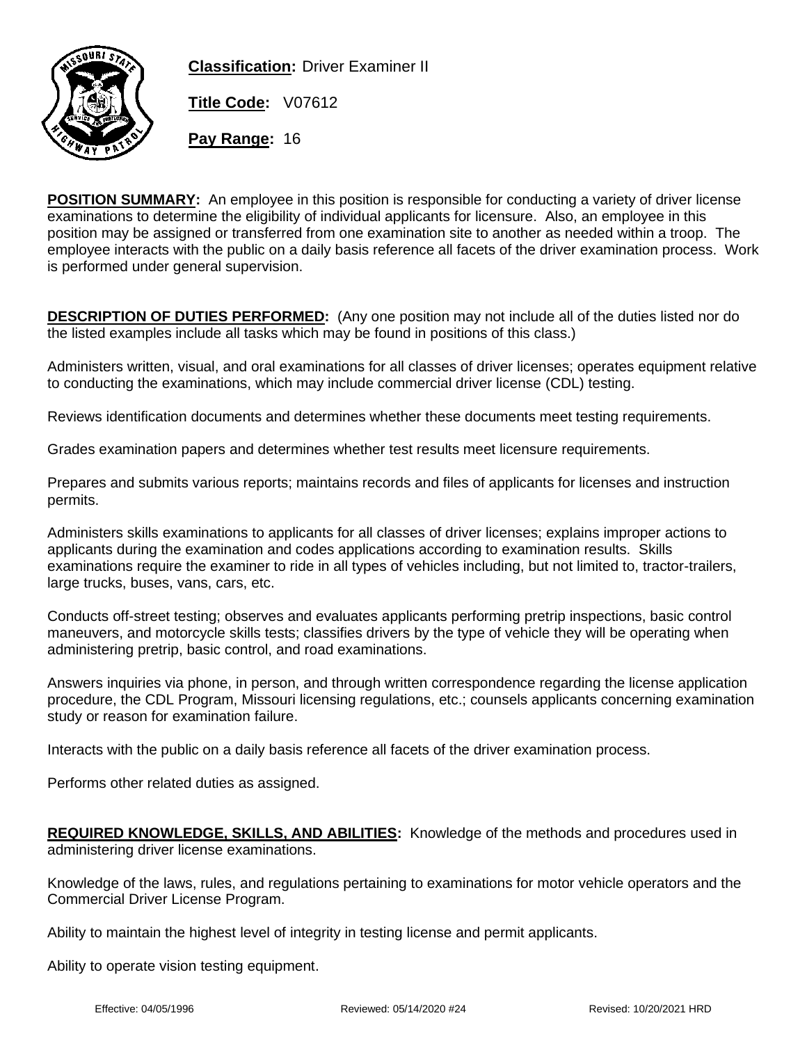**Classification:** Driver Examiner II

**Title Code:** V07612

**Pay Range:** 16

**POSITION SUMMARY:** An employee in this position is responsible for conducting a variety of driver license examinations to determine the eligibility of individual applicants for licensure. Also, an employee in this position may be assigned or transferred from one examination site to another as needed within a troop. The employee interacts with the public on a daily basis reference all facets of the driver examination process. Work is performed under general supervision.

**DESCRIPTION OF DUTIES PERFORMED:** (Any one position may not include all of the duties listed nor do the listed examples include all tasks which may be found in positions of this class.)

Administers written, visual, and oral examinations for all classes of driver licenses; operates equipment relative to conducting the examinations, which may include commercial driver license (CDL) testing.

Reviews identification documents and determines whether these documents meet testing requirements.

Grades examination papers and determines whether test results meet licensure requirements.

Prepares and submits various reports; maintains records and files of applicants for licenses and instruction permits.

Administers skills examinations to applicants for all classes of driver licenses; explains improper actions to applicants during the examination and codes applications according to examination results. Skills examinations require the examiner to ride in all types of vehicles including, but not limited to, tractor-trailers, large trucks, buses, vans, cars, etc.

Conducts off-street testing; observes and evaluates applicants performing pretrip inspections, basic control maneuvers, and motorcycle skills tests; classifies drivers by the type of vehicle they will be operating when administering pretrip, basic control, and road examinations.

Answers inquiries via phone, in person, and through written correspondence regarding the license application procedure, the CDL Program, Missouri licensing regulations, etc.; counsels applicants concerning examination study or reason for examination failure.

Interacts with the public on a daily basis reference all facets of the driver examination process.

Performs other related duties as assigned.

**REQUIRED KNOWLEDGE, SKILLS, AND ABILITIES:** Knowledge of the methods and procedures used in administering driver license examinations.

Knowledge of the laws, rules, and regulations pertaining to examinations for motor vehicle operators and the Commercial Driver License Program.

Ability to maintain the highest level of integrity in testing license and permit applicants.

Ability to operate vision testing equipment.

Effective: 04/05/1996 Reviewed: 05/14/2020 #24 Revised: 10/20/2021 HRD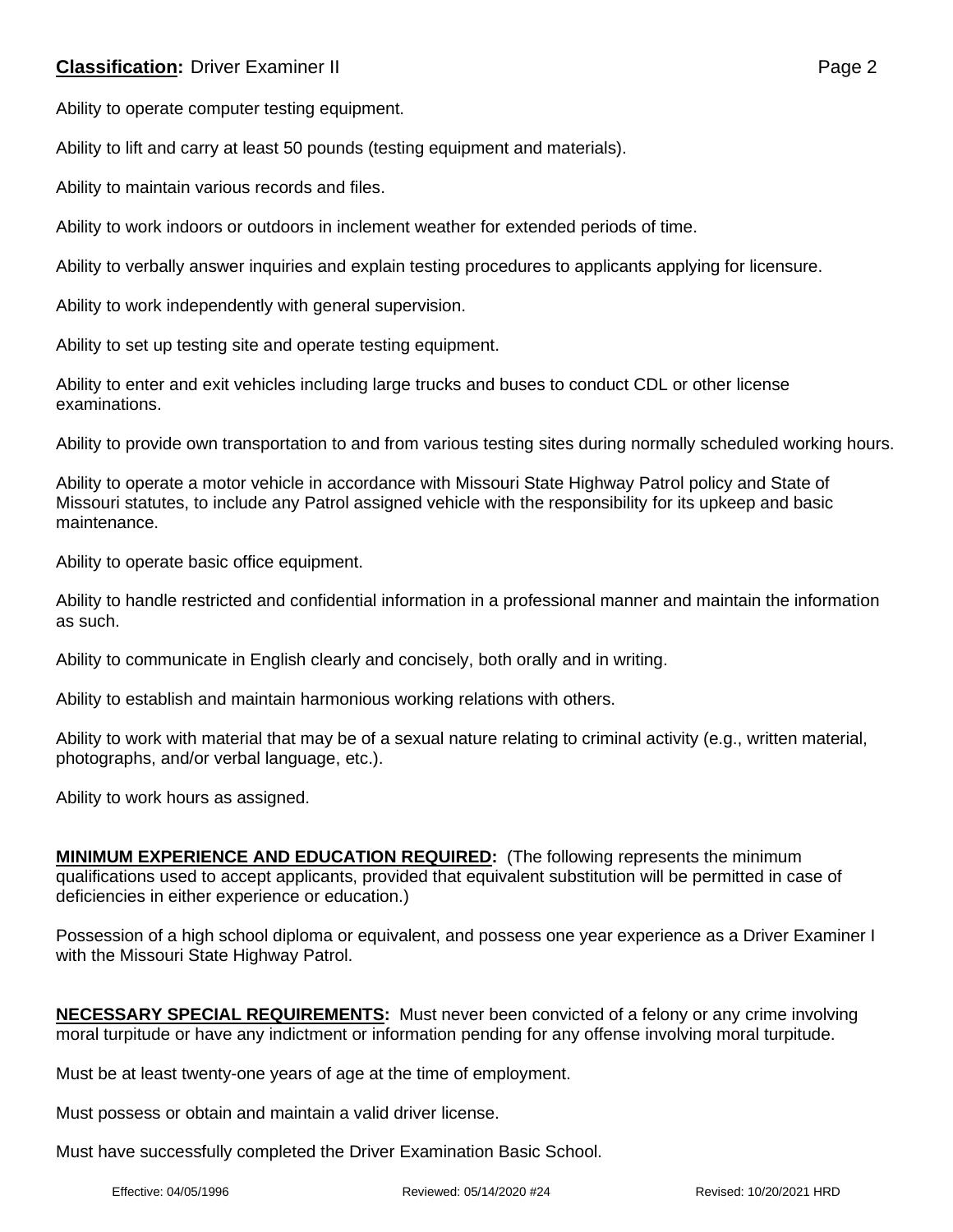Ability to operate computer testing equipment.

Ability to lift and carry at least 50 pounds (testing equipment and materials).

Ability to maintain various records and files.

Ability to work indoors or outdoors in inclement weather for extended periods of time.

Ability to verbally answer inquiries and explain testing procedures to applicants applying for licensure.

Ability to work independently with general supervision.

Ability to set up testing site and operate testing equipment.

Ability to enter and exit vehicles including large trucks and buses to conduct CDL or other license examinations.

Ability to provide own transportation to and from various testing sites during normally scheduled working hours.

Ability to operate a motor vehicle in accordance with Missouri State Highway Patrol policy and State of Missouri statutes, to include any Patrol assigned vehicle with the responsibility for its upkeep and basic maintenance.

Ability to operate basic office equipment.

Ability to handle restricted and confidential information in a professional manner and maintain the information as such.

Ability to communicate in English clearly and concisely, both orally and in writing.

Ability to establish and maintain harmonious working relations with others.

Ability to work with material that may be of a sexual nature relating to criminal activity (e.g., written material, photographs, and/or verbal language, etc.).

Ability to work hours as assigned.

**MINIMUM EXPERIENCE AND EDUCATION REQUIRED:** (The following represents the minimum qualifications used to accept applicants, provided that equivalent substitution will be permitted in case of deficiencies in either experience or education.)

Possession of a high school diploma or equivalent, and possess one year experience as a Driver Examiner I with the Missouri State Highway Patrol.

**NECESSARY SPECIAL REQUIREMENTS:** Must never been convicted of a felony or any crime involving moral turpitude or have any indictment or information pending for any offense involving moral turpitude.

Must be at least twenty-one years of age at the time of employment.

Must possess or obtain and maintain a valid driver license.

Must have successfully completed the Driver Examination Basic School.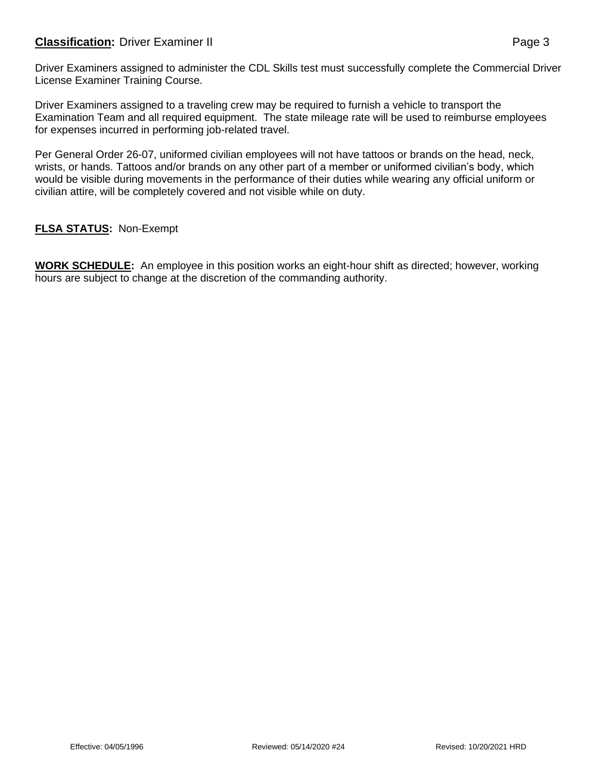Driver Examiners assigned to administer the CDL Skills test must successfully complete the Commercial Driver License Examiner Training Course.

Driver Examiners assigned to a traveling crew may be required to furnish a vehicle to transport the Examination Team and all required equipment. The state mileage rate will be used to reimburse employees for expenses incurred in performing job-related travel.

Per General Order 26-07, uniformed civilian employees will not have tattoos or brands on the head, neck, wrists, or hands. Tattoos and/or brands on any other part of a member or uniformed civilian's body, which would be visible during movements in the performance of their duties while wearing any official uniform or civilian attire, will be completely covered and not visible while on duty.

**FLSA STATUS:** Non-Exempt

**WORK SCHEDULE:** An employee in this position works an eight-hour shift as directed; however, working hours are subject to change at the discretion of the commanding authority.